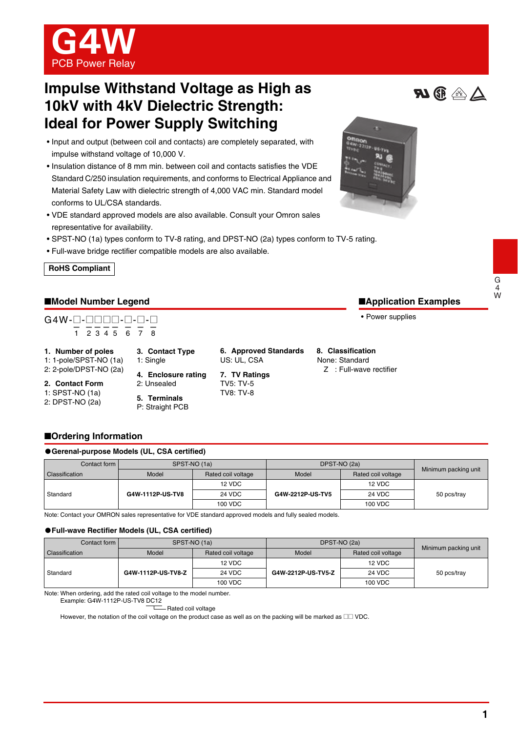# G4W

PCB Power Relay

## Impulse Withstand Voltage as High as 10kV with 4kV Dielectric Strength: Ideal for Power Supply Switching

- Input and output (between coil and contacts) are completely separated, with impulse withstand voltage of 10,000 V.
- Insulation distance of 8 mm min. between coil and contacts satisfies the VDE Standard C/250 insulation requirements, and conforms to Electrical Appliance and Material Safety Law with dielectric strength of 4,000 VAC min. Standard model conforms to UL/CSA standards.
- VDE standard approved models are also available. Consult your Omron sales representative for availability.
- SPST-NO (1a) types conform to TV-8 rating, and DPST-NO (2a) types conform to TV-5 rating.
- Full-wave bridge rectifier compatible models are also available.

**RoHS Compliant**

## ■Model Number Legend

```
G4W-□-□□□□-□-□-□
    1  2 3 4 5  6  7  8
```

**1. Number of poles**
1: 1-pole/SPST-NO (1a)
2: 2-pole/DPST-NO (2a)

**2. Contact Form**
1: SPST-NO (1a)
2: DPST-NO (2a)

**3. Contact Type**
1: Single

**4. Enclosure rating**
2: Unsealed

**5. Terminals**
P: Straight PCB

**6. Approved Standards**
US: UL, CSA

**7. TV Ratings**
TV5: TV-5
TV8: TV-8

**8. Classification**
None: Standard
Z : Full-wave rectifier

## ■Application Examples

- Power supplies

## ■Ordering Information

### ●Gerenal-purpose Models (UL, CSA certified)

| Contact form / Classification | SPST-NO (1a) Model | SPST-NO (1a) Rated coil voltage | DPST-NO (2a) Model | DPST-NO (2a) Rated coil voltage | Minimum packing unit |
|---|---|---|---|---|---|
| Standard | G4W-1112P-US-TV8 | 12 VDC | G4W-2212P-US-TV5 | 12 VDC | 50 pcs/tray |
| | | 24 VDC | | 24 VDC | |
| | | 100 VDC | | 100 VDC | |

Note: Contact your OMRON sales representative for VDE standard approved models and fully sealed models.

### ●Full-wave Rectifier Models (UL, CSA certified)

| Contact form / Classification | SPST-NO (1a) Model | SPST-NO (1a) Rated coil voltage | DPST-NO (2a) Model | DPST-NO (2a) Rated coil voltage | Minimum packing unit |
|---|---|---|---|---|---|
| Standard | G4W-1112P-US-TV8-Z | 12 VDC | G4W-2212P-US-TV5-Z | 12 VDC | 50 pcs/tray |
| | | 24 VDC | | 24 VDC | |
| | | 100 VDC | | 100 VDC | |

Note: When ordering, add the rated coil voltage to the model number.
Example: G4W-1112P-US-TV8 DC12
(DC12: Rated coil voltage)
However, the notation of the coil voltage on the product case as well as on the packing will be marked as □□ VDC.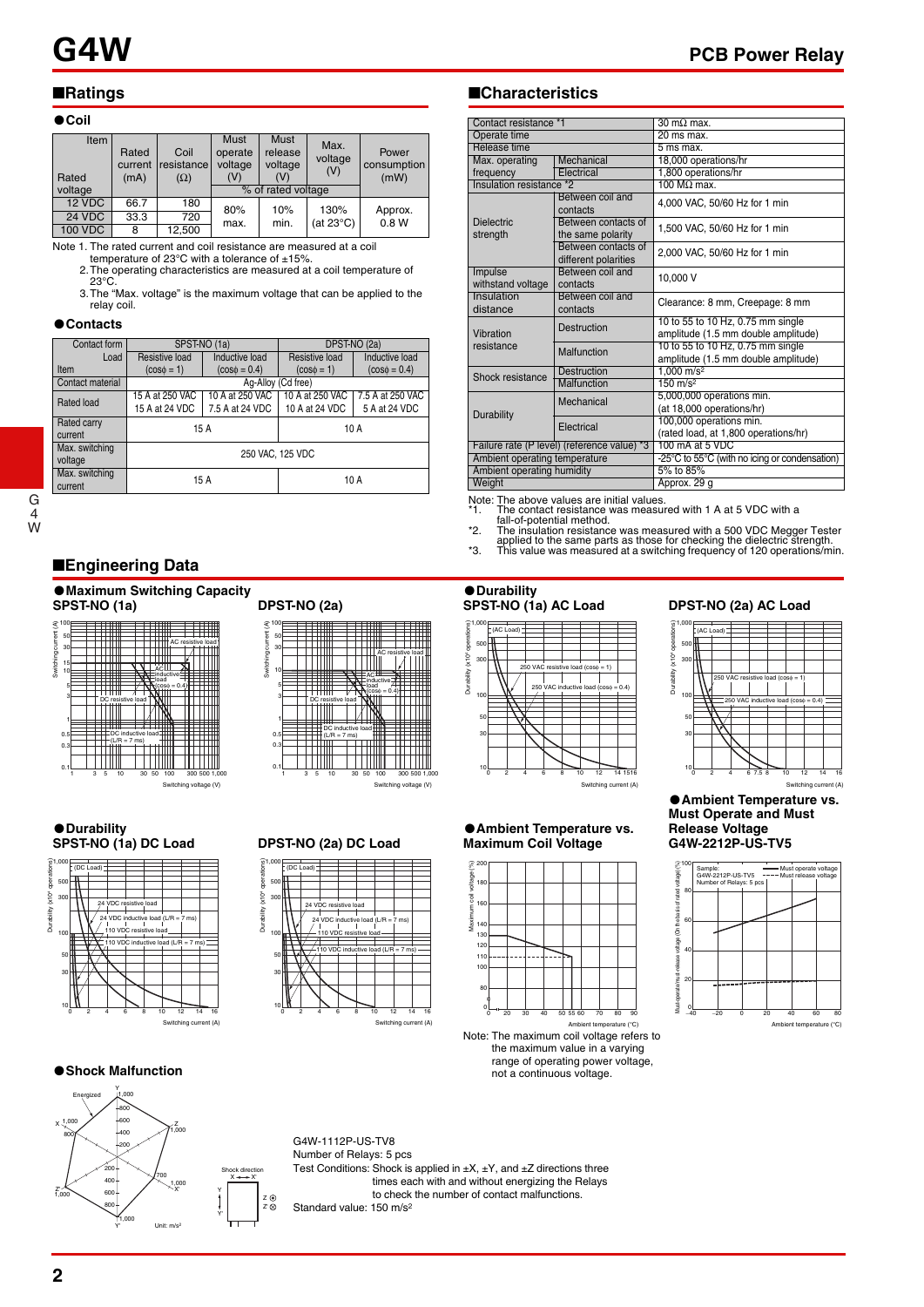## Ratings

### Coil

| Rated voltage \ Item | Rated current (mA) | Coil resistance (Ω) | Must operate voltage (V) | Must release voltage (V) | Max. voltage (V) | Power consumption (mW) |
|---|---|---|---|---|---|---|
| | | | % of rated voltage | | | |
| 12 VDC | 66.7 | 180 | 80% max. | 10% min. | 130% (at 23°C) | Approx. 0.8 W |
| 24 VDC | 33.3 | 720 | | | | |
| 100 VDC | 8 | 12,500 | | | | |

Note 1. The rated current and coil resistance are measured at a coil temperature of 23°C with a tolerance of ±15%.
2. The operating characteristics are measured at a coil temperature of 23°C.
3. The "Max. voltage" is the maximum voltage that can be applied to the relay coil.

### Contacts

| Contact form | SPST-NO (1a) | | DPST-NO (2a) | |
|---|---|---|---|---|
| Item \ Load | Resistive load ($\cos\phi = 1$) | Inductive load ($\cos\phi = 0.4$) | Resistive load ($\cos\phi = 1$) | Inductive load ($\cos\phi = 0.4$) |
| Contact material | Ag-Alloy (Cd free) | | | |
| Rated load | 15 A at 250 VAC<br>15 A at 24 VDC | 10 A at 250 VAC<br>7.5 A at 24 VDC | 10 A at 250 VAC<br>10 A at 24 VDC | 7.5 A at 250 VAC<br>5 A at 24 VDC |
| Rated carry current | 15 A | | 10 A | |
| Max. switching voltage | 250 VAC, 125 VDC | | | |
| Max. switching current | 15 A | | 10 A | |

## Characteristics

| Item | | Value |
|---|---|---|
| Contact resistance *1 | | 30 mΩ max. |
| Operate time | | 20 ms max. |
| Release time | | 5 ms max. |
| Max. operating frequency | Mechanical | 18,000 operations/hr |
| | Electrical | 1,800 operations/hr |
| Insulation resistance *2 | | 100 MΩ max. |
| Dielectric strength | Between coil and contacts | 4,000 VAC, 50/60 Hz for 1 min |
| | Between contacts of the same polarity | 1,500 VAC, 50/60 Hz for 1 min |
| | Between contacts of different polarities | 2,000 VAC, 50/60 Hz for 1 min |
| Impulse withstand voltage | Between coil and contacts | 10,000 V |
| Insulation distance | Between coil and contacts | Clearance: 8 mm, Creepage: 8 mm |
| Vibration resistance | Destruction | 10 to 55 to 10 Hz, 0.75 mm single amplitude (1.5 mm double amplitude) |
| | Malfunction | 10 to 55 to 10 Hz, 0.75 mm single amplitude (1.5 mm double amplitude) |
| Shock resistance | Destruction | 1,000 $m/s^2$ |
| | Malfunction | 150 $m/s^2$ |
| Durability | Mechanical | 5,000,000 operations min. (at 18,000 operations/hr) |
| | Electrical | 100,000 operations min. (rated load, at 1,800 operations/hr) |
| Failure rate (P level) (reference value) *3 | | 100 mA at 5 VDC |
| Ambient operating temperature | | -25°C to 55°C (with no icing or condensation) |
| Ambient operating humidity | | 5% to 85% |
| Weight | | Approx. 29 g |

Note: The above values are initial values.
*1. The contact resistance was measured with 1 A at 5 VDC with a fall-of-potential method.
*2. The insulation resistance was measured with a 500 VDC Megger Tester applied to the same parts as those for checking the dielectric strength.
*3. This value was measured at a switching frequency of 120 operations/min.

## Engineering Data

### Maximum Switching Capacity

SPST-NO (1a)

DPST-NO (2a)

### Durability

SPST-NO (1a) AC Load

DPST-NO (2a) AC Load

### Durability

SPST-NO (1a) DC Load

DPST-NO (2a) DC Load

### Ambient Temperature vs. Maximum Coil Voltage

Note: The maximum coil voltage refers to the maximum value in a varying range of operating power voltage, not a continuous voltage.

### Ambient Temperature vs. Must Operate and Must Release Voltage

G4W-2212P-US-TV5

### Shock Malfunction

G4W-1112P-US-TV8
Number of Relays: 5 pcs
Test Conditions: Shock is applied in ±X, ±Y, and ±Z directions three times each with and without energizing the Relays to check the number of contact malfunctions.
Standard value: 150 $m/s^2$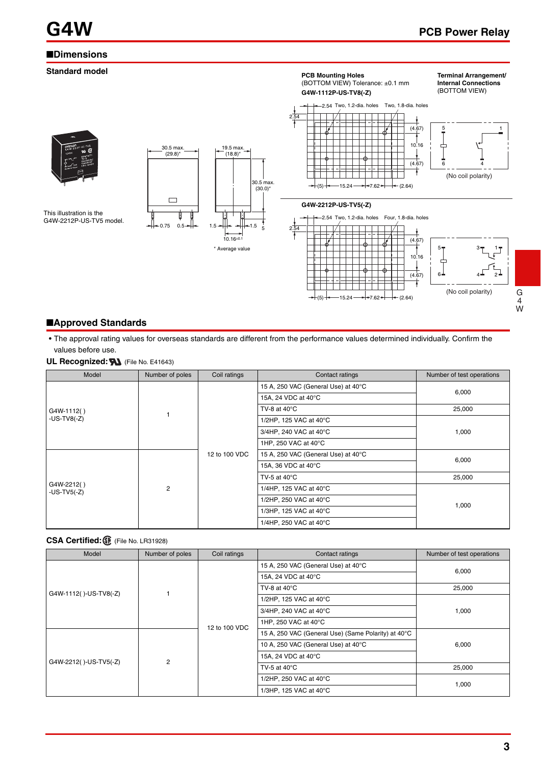## ■Dimensions

### Standard model

This illustration is the G4W-2212P-US-TV5 model.

30.5 max. (29.8)*

19.5 max. (18.8)*

30.5 max. (30.0)*

0.75 0.5 1.5 1.5 5

10.16±0.1

\* Average value

**PCB Mounting Holes**
(BOTTOM VIEW) Tolerance: ±0.1 mm

**G4W-1112P-US-TV8(-Z)**

2.54 Two, 1.2-dia. holes Two, 1.8-dia. holes

2.54 (4.67) 10.16 (4.67)

(5) 15.24 7.62 (2.64)

**Terminal Arrangement/ Internal Connections**
(BOTTOM VIEW)

(No coil polarity)

**G4W-2212P-US-TV5(-Z)**

2.54 Two, 1.2-dia. holes Four, 1.8-dia. holes

2.54 (4.67) 10.16 (4.67)

(5) 15.24 7.62 (2.64)

(No coil polarity)

## ■Approved Standards

- The approval rating values for overseas standards are different from the performance values determined individually. Confirm the values before use.

**UL Recognized:** (File No. E41643)

| Model | Number of poles | Coil ratings | Contact ratings | Number of test operations |
|---|---|---|---|---|
| G4W-1112( ) -US-TV8(-Z) | 1 | 12 to 100 VDC | 15 A, 250 VAC (General Use) at 40°C | 6,000 |
| | | | 15A, 24 VDC at 40°C | |
| | | | TV-8 at 40°C | 25,000 |
| | | | 1/2HP, 125 VAC at 40°C | 1,000 |
| | | | 3/4HP, 240 VAC at 40°C | |
| | | | 1HP, 250 VAC at 40°C | |
| G4W-2212( ) -US-TV5(-Z) | 2 | | 15 A, 250 VAC (General Use) at 40°C | 6,000 |
| | | | 15A, 36 VDC at 40°C | |
| | | | TV-5 at 40°C | 25,000 |
| | | | 1/4HP, 125 VAC at 40°C | 1,000 |
| | | | 1/2HP, 250 VAC at 40°C | |
| | | | 1/3HP, 125 VAC at 40°C | |
| | | | 1/4HP, 250 VAC at 40°C | |

**CSA Certified:** (File No. LR31928)

| Model | Number of poles | Coil ratings | Contact ratings | Number of test operations |
|---|---|---|---|---|
| G4W-1112( )-US-TV8(-Z) | 1 | 12 to 100 VDC | 15 A, 250 VAC (General Use) at 40°C | 6,000 |
| | | | 15A, 24 VDC at 40°C | |
| | | | TV-8 at 40°C | 25,000 |
| | | | 1/2HP, 125 VAC at 40°C | 1,000 |
| | | | 3/4HP, 240 VAC at 40°C | |
| | | | 1HP, 250 VAC at 40°C | |
| G4W-2212( )-US-TV5(-Z) | 2 | | 15 A, 250 VAC (General Use) (Same Polarity) at 40°C | 6,000 |
| | | | 10 A, 250 VAC (General Use) at 40°C | |
| | | | 15A, 24 VDC at 40°C | |
| | | | TV-5 at 40°C | 25,000 |
| | | | 1/2HP, 250 VAC at 40°C | 1,000 |
| | | | 1/3HP, 125 VAC at 40°C | |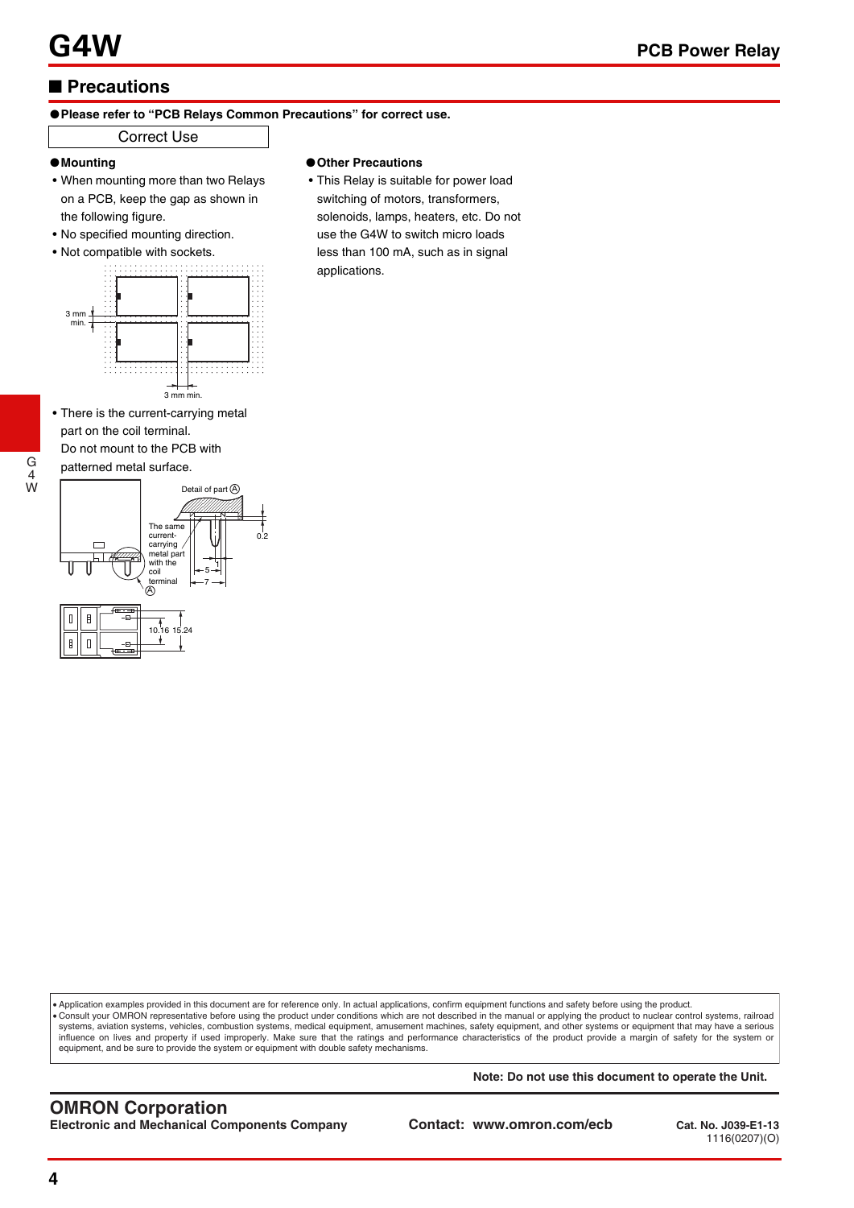## ■ Precautions

**●Please refer to "PCB Relays Common Precautions" for correct use.**

### Correct Use

**●Mounting**

- When mounting more than two Relays on a PCB, keep the gap as shown in the following figure.
- No specified mounting direction.
- Not compatible with sockets.

3 mm min.

3 mm min.

- There is the current-carrying metal part on the coil terminal.
  Do not mount to the PCB with patterned metal surface.

Detail of part Ⓐ

The same current-carrying metal part with the coil terminal Ⓐ

0.2

5

7

10.16

15.24

**●Other Precautions**

- This Relay is suitable for power load switching of motors, transformers, solenoids, lamps, heaters, etc. Do not use the G4W to switch micro loads less than 100 mA, such as in signal applications.

---

- Application examples provided in this document are for reference only. In actual applications, confirm equipment functions and safety before using the product.
- Consult your OMRON representative before using the product under conditions which are not described in the manual or applying the product to nuclear control systems, railroad systems, aviation systems, vehicles, combustion systems, medical equipment, amusement machines, safety equipment, and other systems or equipment that may have a serious influence on lives and property if used improperly. Make sure that the ratings and performance characteristics of the product provide a margin of safety for the system or equipment, and be sure to provide the system or equipment with double safety mechanisms.

**Note: Do not use this document to operate the Unit.**

**OMRON Corporation**
**Electronic and Mechanical Components Company**

**Contact: www.omron.com/ecb**

**Cat. No. J039-E1-13**
1116(0207)(O)